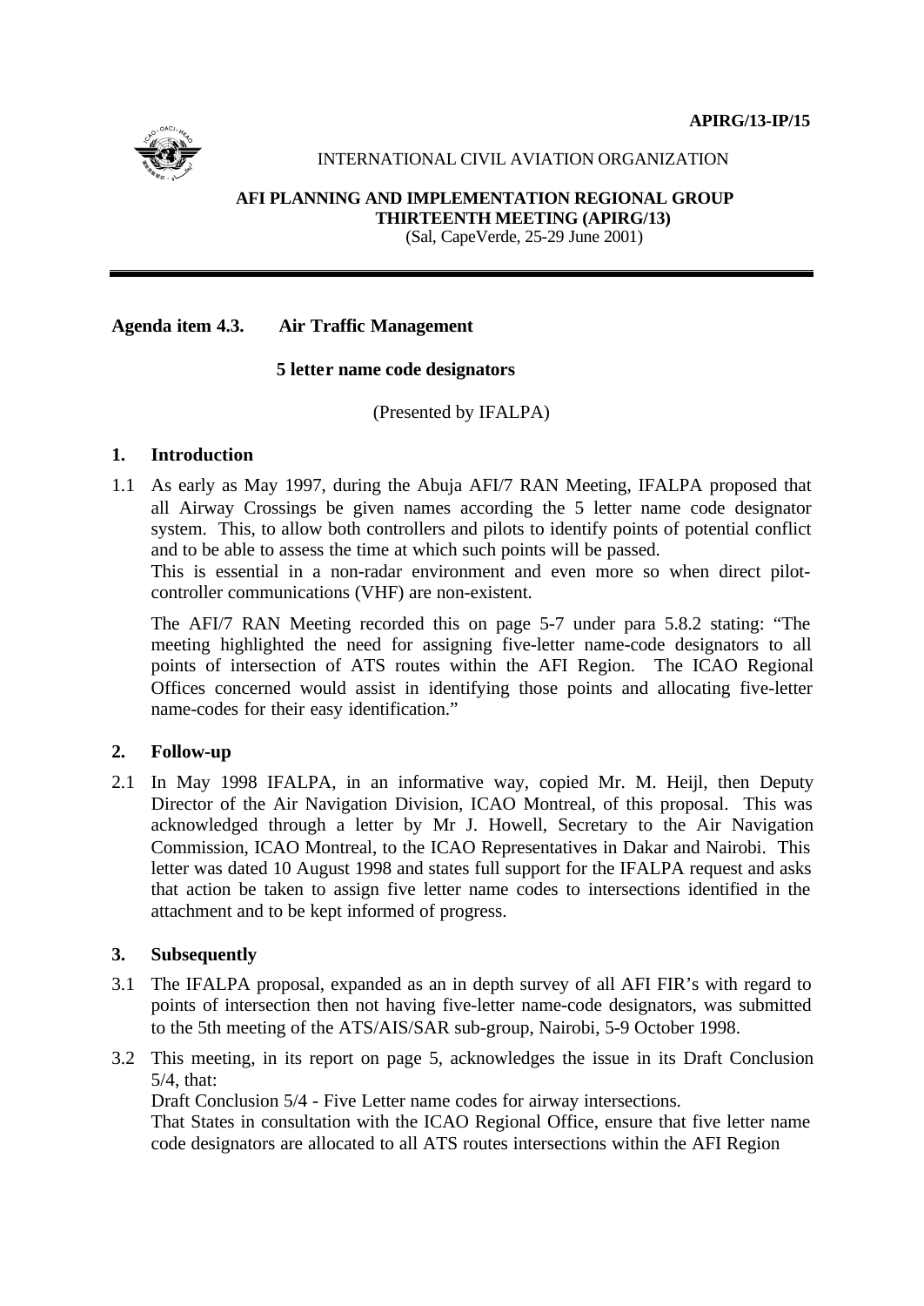**APIRG/13-IP/15**

INTERNATIONAL CIVIL AVIATION ORGANIZATION

**AFI PLANNING AND IMPLEMENTATION REGIONAL GROUP**
**THIRTEENTH MEETING (APIRG/13)**
(Sal, CapeVerde, 25-29 June 2001)

---

**Agenda item 4.3. Air Traffic Management**

**5 letter name code designators**

(Presented by IFALPA)

## 1. Introduction

1.1 As early as May 1997, during the Abuja AFI/7 RAN Meeting, IFALPA proposed that all Airway Crossings be given names according the 5 letter name code designator system. This, to allow both controllers and pilots to identify points of potential conflict and to be able to assess the time at which such points will be passed.
This is essential in a non-radar environment and even more so when direct pilot-controller communications (VHF) are non-existent.

The AFI/7 RAN Meeting recorded this on page 5-7 under para 5.8.2 stating: "The meeting highlighted the need for assigning five-letter name-code designators to all points of intersection of ATS routes within the AFI Region. The ICAO Regional Offices concerned would assist in identifying those points and allocating five-letter name-codes for their easy identification."

## 2. Follow-up

2.1 In May 1998 IFALPA, in an informative way, copied Mr. M. Heijl, then Deputy Director of the Air Navigation Division, ICAO Montreal, of this proposal. This was acknowledged through a letter by Mr J. Howell, Secretary to the Air Navigation Commission, ICAO Montreal, to the ICAO Representatives in Dakar and Nairobi. This letter was dated 10 August 1998 and states full support for the IFALPA request and asks that action be taken to assign five letter name codes to intersections identified in the attachment and to be kept informed of progress.

## 3. Subsequently

3.1 The IFALPA proposal, expanded as an in depth survey of all AFI FIR's with regard to points of intersection then not having five-letter name-code designators, was submitted to the 5th meeting of the ATS/AIS/SAR sub-group, Nairobi, 5-9 October 1998.

3.2 This meeting, in its report on page 5, acknowledges the issue in its Draft Conclusion 5/4, that:
Draft Conclusion 5/4 - Five Letter name codes for airway intersections.
That States in consultation with the ICAO Regional Office, ensure that five letter name code designators are allocated to all ATS routes intersections within the AFI Region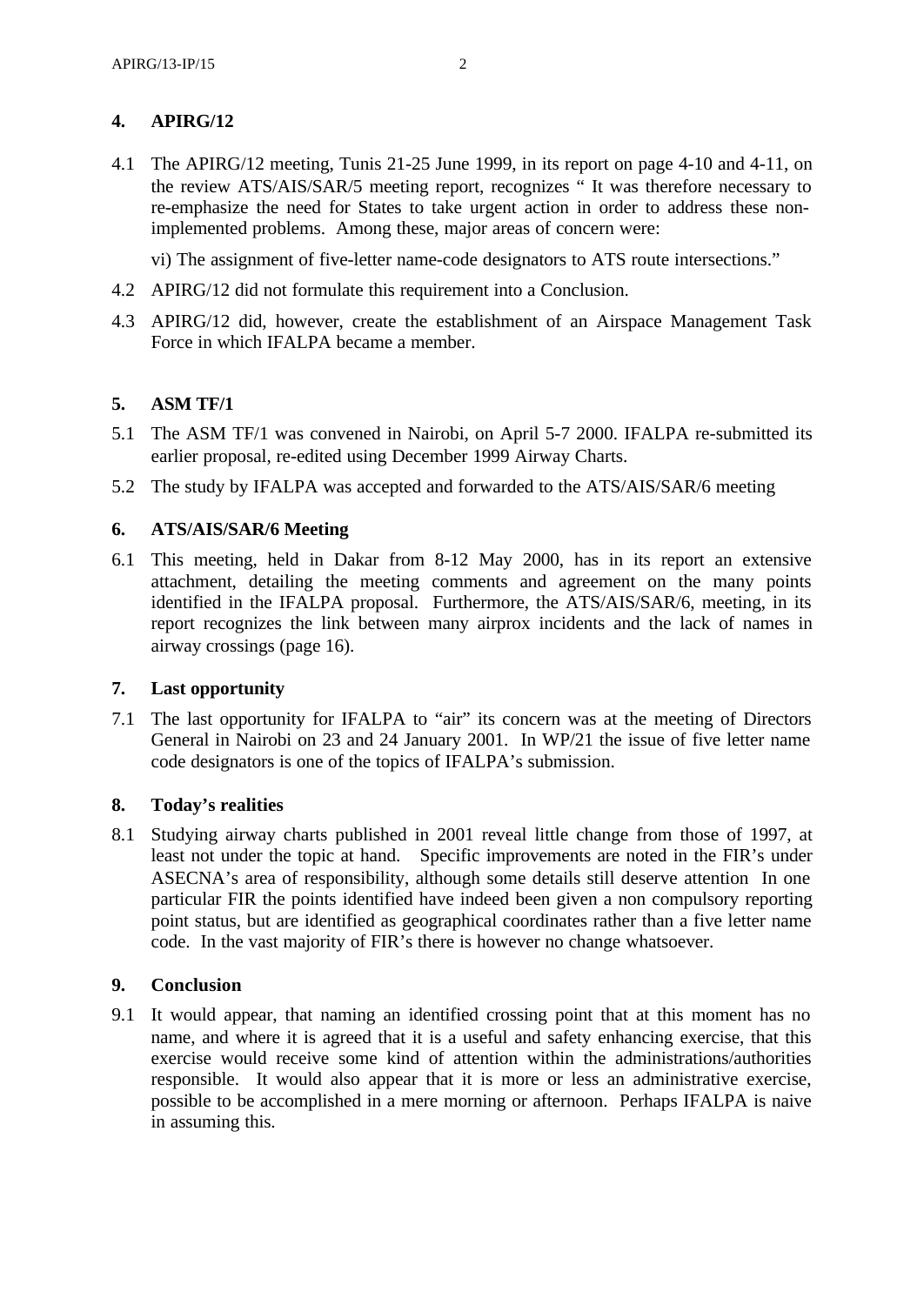## 4. APIRG/12

4.1 The APIRG/12 meeting, Tunis 21-25 June 1999, in its report on page 4-10 and 4-11, on the review ATS/AIS/SAR/5 meeting report, recognizes " It was therefore necessary to re-emphasize the need for States to take urgent action in order to address these non-implemented problems. Among these, major areas of concern were:

vi) The assignment of five-letter name-code designators to ATS route intersections."

4.2 APIRG/12 did not formulate this requirement into a Conclusion.

4.3 APIRG/12 did, however, create the establishment of an Airspace Management Task Force in which IFALPA became a member.

## 5. ASM TF/1

5.1 The ASM TF/1 was convened in Nairobi, on April 5-7 2000. IFALPA re-submitted its earlier proposal, re-edited using December 1999 Airway Charts.

5.2 The study by IFALPA was accepted and forwarded to the ATS/AIS/SAR/6 meeting

## 6. ATS/AIS/SAR/6 Meeting

6.1 This meeting, held in Dakar from 8-12 May 2000, has in its report an extensive attachment, detailing the meeting comments and agreement on the many points identified in the IFALPA proposal. Furthermore, the ATS/AIS/SAR/6, meeting, in its report recognizes the link between many airprox incidents and the lack of names in airway crossings (page 16).

## 7. Last opportunity

7.1 The last opportunity for IFALPA to "air" its concern was at the meeting of Directors General in Nairobi on 23 and 24 January 2001. In WP/21 the issue of five letter name code designators is one of the topics of IFALPA's submission.

## 8. Today's realities

8.1 Studying airway charts published in 2001 reveal little change from those of 1997, at least not under the topic at hand. Specific improvements are noted in the FIR's under ASECNA's area of responsibility, although some details still deserve attention In one particular FIR the points identified have indeed been given a non compulsory reporting point status, but are identified as geographical coordinates rather than a five letter name code. In the vast majority of FIR's there is however no change whatsoever.

## 9. Conclusion

9.1 It would appear, that naming an identified crossing point that at this moment has no name, and where it is agreed that it is a useful and safety enhancing exercise, that this exercise would receive some kind of attention within the administrations/authorities responsible. It would also appear that it is more or less an administrative exercise, possible to be accomplished in a mere morning or afternoon. Perhaps IFALPA is naive in assuming this.